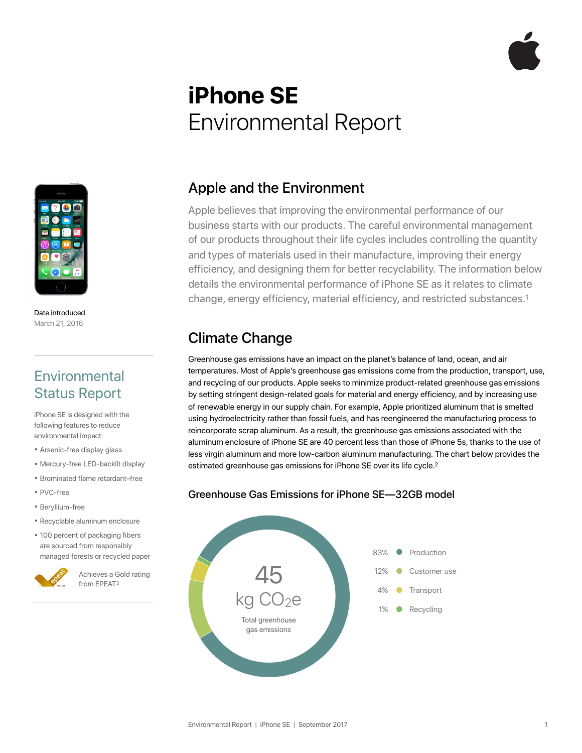# iPhone SE
Environmental Report

Date introduced
March 21, 2016

## Environmental Status Report

iPhone SE is designed with the following features to reduce environmental impact:

- Arsenic-free display glass
- Mercury-free LED-backlit display
- Brominated flame retardant–free
- PVC-free
- Beryllium-free
- Recyclable aluminum enclosure
- 100 percent of packaging fibers are sourced from responsibly managed forests or recycled paper

Achieves a Gold rating from EPEAT[3]

## Apple and the Environment

Apple believes that improving the environmental performance of our business starts with our products. The careful environmental management of our products throughout their life cycles includes controlling the quantity and types of materials used in their manufacture, improving their energy efficiency, and designing them for better recyclability. The information below details the environmental performance of iPhone SE as it relates to climate change, energy efficiency, material efficiency, and restricted substances.[1]

## Climate Change

Greenhouse gas emissions have an impact on the planet's balance of land, ocean, and air temperatures. Most of Apple's greenhouse gas emissions come from the production, transport, use, and recycling of our products. Apple seeks to minimize product-related greenhouse gas emissions by setting stringent design-related goals for material and energy efficiency, and by increasing use of renewable energy in our supply chain. For example, Apple prioritized aluminum that is smelted using hydroelectricity rather than fossil fuels, and has reengineered the manufacturing process to reincorporate scrap aluminum. As a result, the greenhouse gas emissions associated with the aluminum enclosure of iPhone SE are 40 percent less than those of iPhone 5s, thanks to the use of less virgin aluminum and more low-carbon aluminum manufacturing. The chart below provides the estimated greenhouse gas emissions for iPhone SE over its life cycle.[2]

### Greenhouse Gas Emissions for iPhone SE—32GB model

45 kg $CO_2e$
Total greenhouse gas emissions

| Share | Phase |
|---|---|
| 83% | Production |
| 12% | Customer use |
| 4% | Transport |
| 1% | Recycling |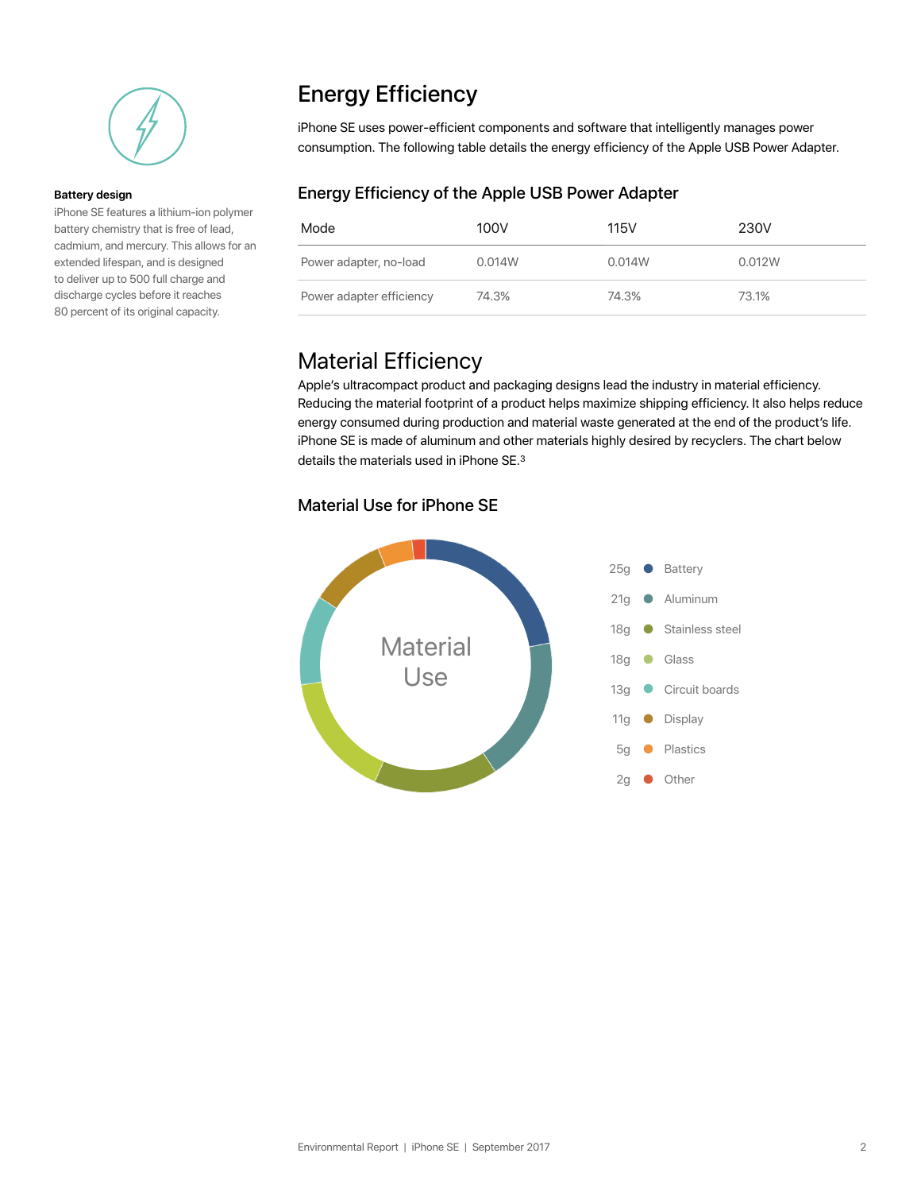## Battery design

iPhone SE features a lithium-ion polymer battery chemistry that is free of lead, cadmium, and mercury. This allows for an extended lifespan, and is designed to deliver up to 500 full charge and discharge cycles before it reaches 80 percent of its original capacity.

# Energy Efficiency

iPhone SE uses power-efficient components and software that intelligently manages power consumption. The following table details the energy efficiency of the Apple USB Power Adapter.

## Energy Efficiency of the Apple USB Power Adapter

| Mode | 100V | 115V | 230V |
|---|---|---|---|
| Power adapter, no-load | 0.014W | 0.014W | 0.012W |
| Power adapter efficiency | 74.3% | 74.3% | 73.1% |

# Material Efficiency

Apple's ultracompact product and packaging designs lead the industry in material efficiency. Reducing the material footprint of a product helps maximize shipping efficiency. It also helps reduce energy consumed during production and material waste generated at the end of the product's life. iPhone SE is made of aluminum and other materials highly desired by recyclers. The chart below details the materials used in iPhone SE.[3]

## Material Use for iPhone SE

Material Use

| Weight | Material |
|---|---|
| 25g | Battery |
| 21g | Aluminum |
| 18g | Stainless steel |
| 18g | Glass |
| 13g | Circuit boards |
| 11g | Display |
| 5g | Plastics |
| 2g | Other |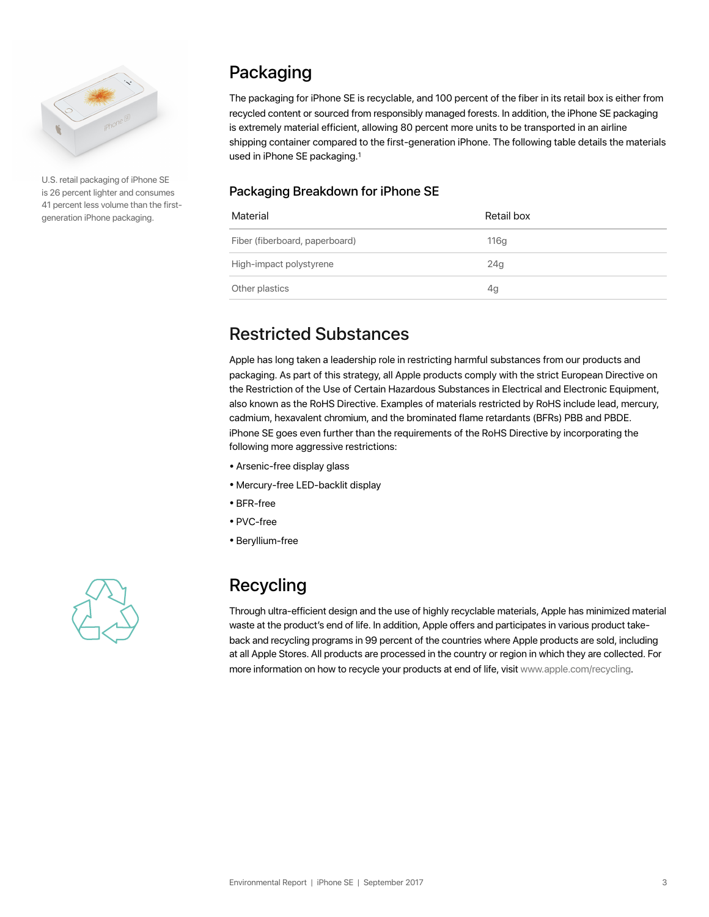U.S. retail packaging of iPhone SE is 26 percent lighter and consumes 41 percent less volume than the first-generation iPhone packaging.

## Packaging

The packaging for iPhone SE is recyclable, and 100 percent of the fiber in its retail box is either from recycled content or sourced from responsibly managed forests. In addition, the iPhone SE packaging is extremely material efficient, allowing 80 percent more units to be transported in an airline shipping container compared to the first-generation iPhone. The following table details the materials used in iPhone SE packaging.[1]

### Packaging Breakdown for iPhone SE

| Material | Retail box |
|---|---|
| Fiber (fiberboard, paperboard) | 116g |
| High-impact polystyrene | 24g |
| Other plastics | 4g |

## Restricted Substances

Apple has long taken a leadership role in restricting harmful substances from our products and packaging. As part of this strategy, all Apple products comply with the strict European Directive on the Restriction of the Use of Certain Hazardous Substances in Electrical and Electronic Equipment, also known as the RoHS Directive. Examples of materials restricted by RoHS include lead, mercury, cadmium, hexavalent chromium, and the brominated flame retardants (BFRs) PBB and PBDE. iPhone SE goes even further than the requirements of the RoHS Directive by incorporating the following more aggressive restrictions:

- Arsenic-free display glass
- Mercury-free LED-backlit display
- BFR-free
- PVC-free
- Beryllium-free

## Recycling

Through ultra-efficient design and the use of highly recyclable materials, Apple has minimized material waste at the product's end of life. In addition, Apple offers and participates in various product take-back and recycling programs in 99 percent of the countries where Apple products are sold, including at all Apple Stores. All products are processed in the country or region in which they are collected. For more information on how to recycle your products at end of life, visit www.apple.com/recycling.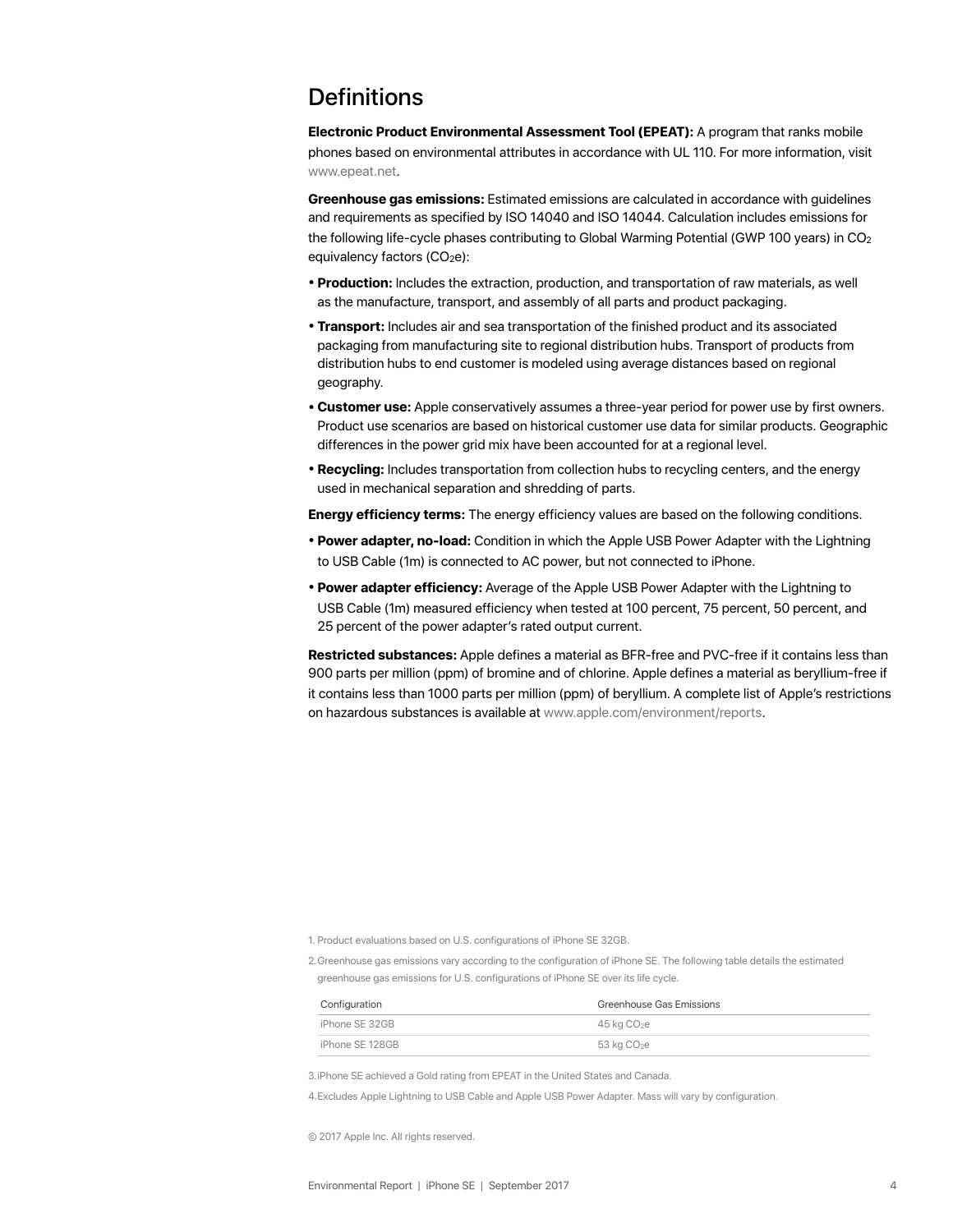# Definitions

**Electronic Product Environmental Assessment Tool (EPEAT):** A program that ranks mobile phones based on environmental attributes in accordance with UL 110. For more information, visit www.epeat.net.

**Greenhouse gas emissions:** Estimated emissions are calculated in accordance with guidelines and requirements as specified by ISO 14040 and ISO 14044. Calculation includes emissions for the following life-cycle phases contributing to Global Warming Potential (GWP 100 years) in $CO_2$ equivalency factors ($CO_2e$):

- **Production:** Includes the extraction, production, and transportation of raw materials, as well as the manufacture, transport, and assembly of all parts and product packaging.
- **Transport:** Includes air and sea transportation of the finished product and its associated packaging from manufacturing site to regional distribution hubs. Transport of products from distribution hubs to end customer is modeled using average distances based on regional geography.
- **Customer use:** Apple conservatively assumes a three-year period for power use by first owners. Product use scenarios are based on historical customer use data for similar products. Geographic differences in the power grid mix have been accounted for at a regional level.
- **Recycling:** Includes transportation from collection hubs to recycling centers, and the energy used in mechanical separation and shredding of parts.

**Energy efficiency terms:** The energy efficiency values are based on the following conditions.

- **Power adapter, no-load:** Condition in which the Apple USB Power Adapter with the Lightning to USB Cable (1m) is connected to AC power, but not connected to iPhone.
- **Power adapter efficiency:** Average of the Apple USB Power Adapter with the Lightning to USB Cable (1m) measured efficiency when tested at 100 percent, 75 percent, 50 percent, and 25 percent of the power adapter's rated output current.

**Restricted substances:** Apple defines a material as BFR-free and PVC-free if it contains less than 900 parts per million (ppm) of bromine and of chlorine. Apple defines a material as beryllium-free if it contains less than 1000 parts per million (ppm) of beryllium. A complete list of Apple's restrictions on hazardous substances is available at www.apple.com/environment/reports.

1. Product evaluations based on U.S. configurations of iPhone SE 32GB.
2. Greenhouse gas emissions vary according to the configuration of iPhone SE. The following table details the estimated greenhouse gas emissions for U.S. configurations of iPhone SE over its life cycle.

| Configuration | Greenhouse Gas Emissions |
|---|---|
| iPhone SE 32GB | 45 kg $CO_2e$ |
| iPhone SE 128GB | 53 kg $CO_2e$ |

3. iPhone SE achieved a Gold rating from EPEAT in the United States and Canada.
4. Excludes Apple Lightning to USB Cable and Apple USB Power Adapter. Mass will vary by configuration.

© 2017 Apple Inc. All rights reserved.